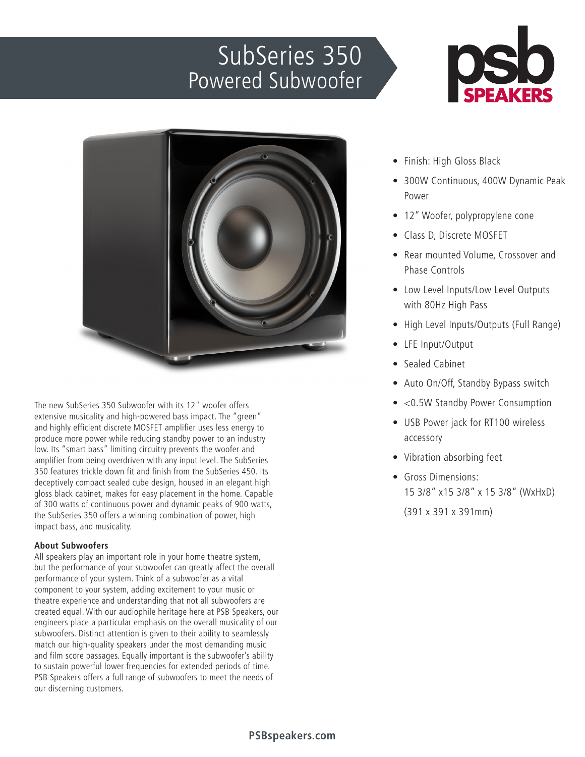# SubSeries 350
## Powered Subwoofer

psb SPEAKERS

The new SubSeries 350 Subwoofer with its 12" woofer offers extensive musicality and high-powered bass impact. The "green" and highly efficient discrete MOSFET amplifier uses less energy to produce more power while reducing standby power to an industry low. Its "smart bass" limiting circuitry prevents the woofer and amplifier from being overdriven with any input level. The SubSeries 350 features trickle down fit and finish from the SubSeries 450. Its deceptively compact sealed cube design, housed in an elegant high gloss black cabinet, makes for easy placement in the home. Capable of 300 watts of continuous power and dynamic peaks of 900 watts, the SubSeries 350 offers a winning combination of power, high impact bass, and musicality.

**About Subwoofers**

All speakers play an important role in your home theatre system, but the performance of your subwoofer can greatly affect the overall performance of your system. Think of a subwoofer as a vital component to your system, adding excitement to your music or theatre experience and understanding that not all subwoofers are created equal. With our audiophile heritage here at PSB Speakers, our engineers place a particular emphasis on the overall musicality of our subwoofers. Distinct attention is given to their ability to seamlessly match our high-quality speakers under the most demanding music and film score passages. Equally important is the subwoofer's ability to sustain powerful lower frequencies for extended periods of time. PSB Speakers offers a full range of subwoofers to meet the needs of our discerning customers.

- Finish: High Gloss Black
- 300W Continuous, 400W Dynamic Peak Power
- 12" Woofer, polypropylene cone
- Class D, Discrete MOSFET
- Rear mounted Volume, Crossover and Phase Controls
- Low Level Inputs/Low Level Outputs with 80Hz High Pass
- High Level Inputs/Outputs (Full Range)
- LFE Input/Output
- Sealed Cabinet
- Auto On/Off, Standby Bypass switch
- <0.5W Standby Power Consumption
- USB Power jack for RT100 wireless accessory
- Vibration absorbing feet
- Gross Dimensions: 15 3/8" x15 3/8" x 15 3/8" (WxHxD) (391 x 391 x 391mm)

PSBspeakers.com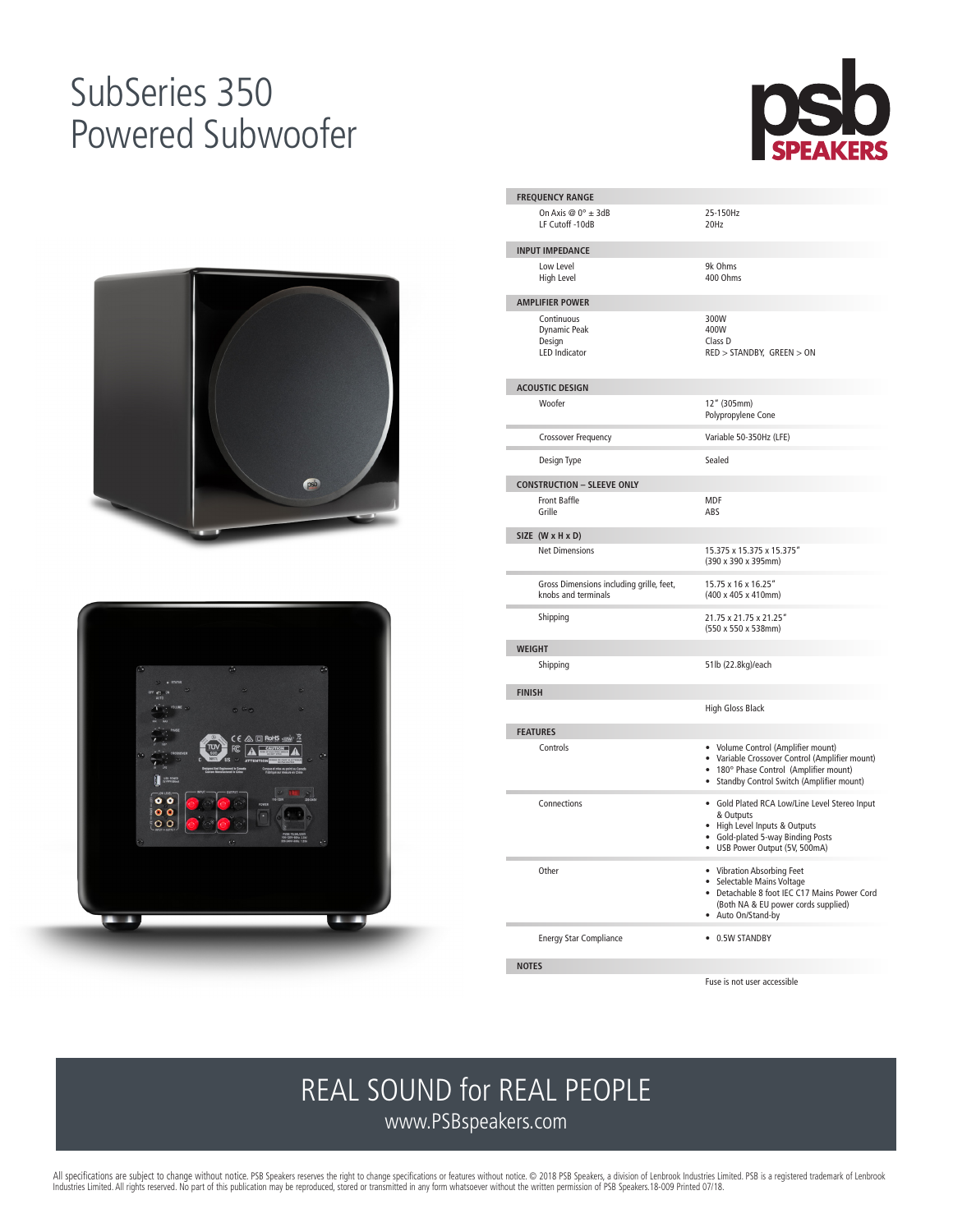# SubSeries 350
# Powered Subwoofer

psb SPEAKERS

| | |
|---|---|
| **FREQUENCY RANGE** | |
| On Axis @ 0° ± 3dB<br>LF Cutoff -10dB | 25-150Hz<br>20Hz |
| **INPUT IMPEDANCE** | |
| Low Level<br>High Level | 9k Ohms<br>400 Ohms |
| **AMPLIFIER POWER** | |
| Continuous<br>Dynamic Peak<br>Design<br>LED Indicator | 300W<br>400W<br>Class D<br>RED > STANDBY, GREEN > ON |
| **ACOUSTIC DESIGN** | |
| Woofer | 12" (305mm)<br>Polypropylene Cone |
| Crossover Frequency | Variable 50-350Hz (LFE) |
| Design Type | Sealed |
| **CONSTRUCTION – SLEEVE ONLY** | |
| Front Baffle<br>Grille | MDF<br>ABS |
| **SIZE (W x H x D)** | |
| Net Dimensions | 15.375 x 15.375 x 15.375"<br>(390 x 390 x 395mm) |
| Gross Dimensions including grille, feet, knobs and terminals | 15.75 x 16 x 16.25"<br>(400 x 405 x 410mm) |
| Shipping | 21.75 x 21.75 x 21.25"<br>(550 x 550 x 538mm) |
| **WEIGHT** | |
| Shipping | 51lb (22.8kg)/each |
| **FINISH** | |
| | High Gloss Black |
| **FEATURES** | |
| Controls | • Volume Control (Amplifier mount)<br>• Variable Crossover Control (Amplifier mount)<br>• 180° Phase Control (Amplifier mount)<br>• Standby Control Switch (Amplifier mount) |
| Connections | • Gold Plated RCA Low/Line Level Stereo Input & Outputs<br>• High Level Inputs & Outputs<br>• Gold-plated 5-way Binding Posts<br>• USB Power Output (5V, 500mA) |
| Other | • Vibration Absorbing Feet<br>• Selectable Mains Voltage<br>• Detachable 8 foot IEC C17 Mains Power Cord (Both NA & EU power cords supplied)<br>• Auto On/Stand-by |
| Energy Star Compliance | • 0.5W STANDBY |
| **NOTES** | |
| | Fuse is not user accessible |

REAL SOUND for REAL PEOPLE

www.PSBspeakers.com

All specifications are subject to change without notice. PSB Speakers reserves the right to change specifications or features without notice. © 2018 PSB Speakers, a division of Lenbrook Industries Limited. PSB is a registered trademark of Lenbrook Industries Limited. All rights reserved. No part of this publication may be reproduced, stored or transmitted in any form whatsoever without the written permission of PSB Speakers.18-009 Printed 07/18.